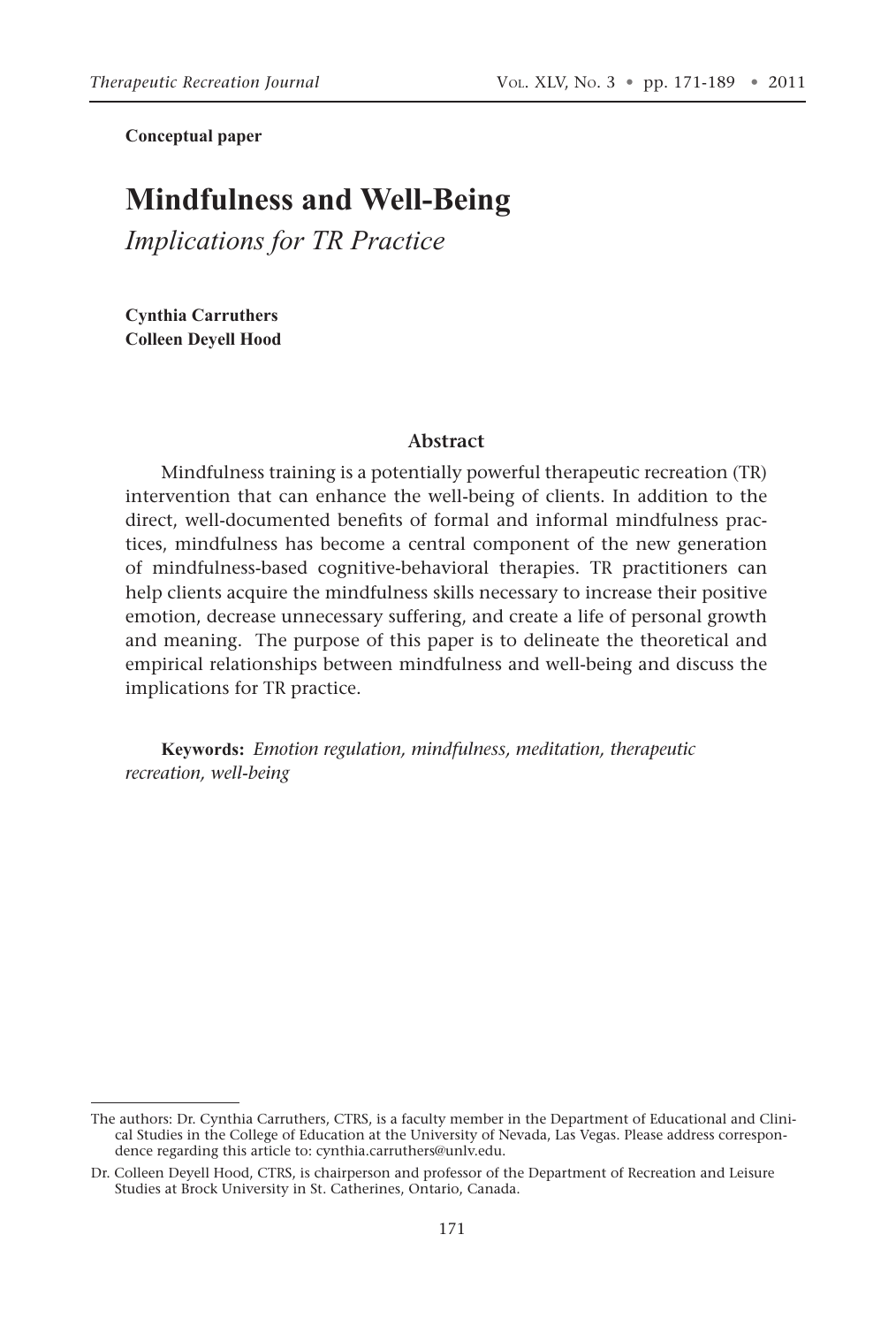**Conceptual paper**

# Mindfulness and Well-Being

## *Implications for TR Practice*

**Cynthia Carruthers**
**Colleen Deyell Hood**

### Abstract

Mindfulness training is a potentially powerful therapeutic recreation (TR) intervention that can enhance the well-being of clients. In addition to the direct, well-documented benefits of formal and informal mindfulness practices, mindfulness has become a central component of the new generation of mindfulness-based cognitive-behavioral therapies. TR practitioners can help clients acquire the mindfulness skills necessary to increase their positive emotion, decrease unnecessary suffering, and create a life of personal growth and meaning. The purpose of this paper is to delineate the theoretical and empirical relationships between mindfulness and well-being and discuss the implications for TR practice.

**Keywords:** *Emotion regulation, mindfulness, meditation, therapeutic recreation, well-being*

---

The authors: Dr. Cynthia Carruthers, CTRS, is a faculty member in the Department of Educational and Clinical Studies in the College of Education at the University of Nevada, Las Vegas. Please address correspondence regarding this article to: cynthia.carruthers@unlv.edu.

Dr. Colleen Deyell Hood, CTRS, is chairperson and professor of the Department of Recreation and Leisure Studies at Brock University in St. Catherines, Ontario, Canada.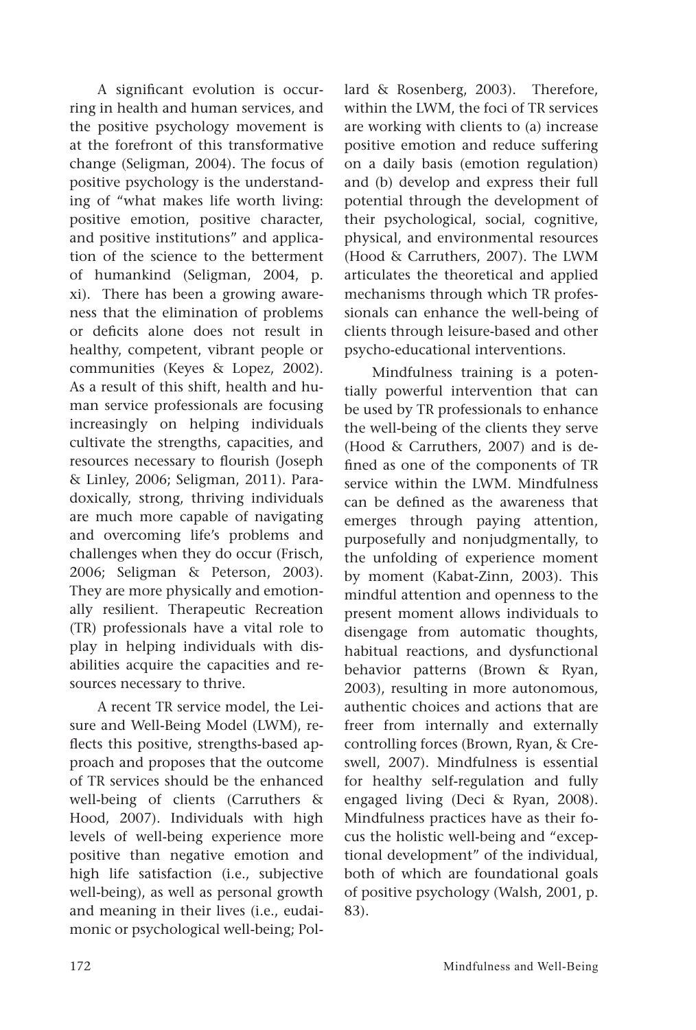A significant evolution is occurring in health and human services, and the positive psychology movement is at the forefront of this transformative change (Seligman, 2004). The focus of positive psychology is the understanding of "what makes life worth living: positive emotion, positive character, and positive institutions" and application of the science to the betterment of humankind (Seligman, 2004, p. xi). There has been a growing awareness that the elimination of problems or deficits alone does not result in healthy, competent, vibrant people or communities (Keyes & Lopez, 2002). As a result of this shift, health and human service professionals are focusing increasingly on helping individuals cultivate the strengths, capacities, and resources necessary to flourish (Joseph & Linley, 2006; Seligman, 2011). Paradoxically, strong, thriving individuals are much more capable of navigating and overcoming life's problems and challenges when they do occur (Frisch, 2006; Seligman & Peterson, 2003). They are more physically and emotionally resilient. Therapeutic Recreation (TR) professionals have a vital role to play in helping individuals with disabilities acquire the capacities and resources necessary to thrive.

A recent TR service model, the Leisure and Well-Being Model (LWM), reflects this positive, strengths-based approach and proposes that the outcome of TR services should be the enhanced well-being of clients (Carruthers & Hood, 2007). Individuals with high levels of well-being experience more positive than negative emotion and high life satisfaction (i.e., subjective well-being), as well as personal growth and meaning in their lives (i.e., eudaimonic or psychological well-being; Pollard & Rosenberg, 2003). Therefore, within the LWM, the foci of TR services are working with clients to (a) increase positive emotion and reduce suffering on a daily basis (emotion regulation) and (b) develop and express their full potential through the development of their psychological, social, cognitive, physical, and environmental resources (Hood & Carruthers, 2007). The LWM articulates the theoretical and applied mechanisms through which TR professionals can enhance the well-being of clients through leisure-based and other psycho-educational interventions.

Mindfulness training is a potentially powerful intervention that can be used by TR professionals to enhance the well-being of the clients they serve (Hood & Carruthers, 2007) and is defined as one of the components of TR service within the LWM. Mindfulness can be defined as the awareness that emerges through paying attention, purposefully and nonjudgmentally, to the unfolding of experience moment by moment (Kabat-Zinn, 2003). This mindful attention and openness to the present moment allows individuals to disengage from automatic thoughts, habitual reactions, and dysfunctional behavior patterns (Brown & Ryan, 2003), resulting in more autonomous, authentic choices and actions that are freer from internally and externally controlling forces (Brown, Ryan, & Creswell, 2007). Mindfulness is essential for healthy self-regulation and fully engaged living (Deci & Ryan, 2008). Mindfulness practices have as their focus the holistic well-being and "exceptional development" of the individual, both of which are foundational goals of positive psychology (Walsh, 2001, p. 83).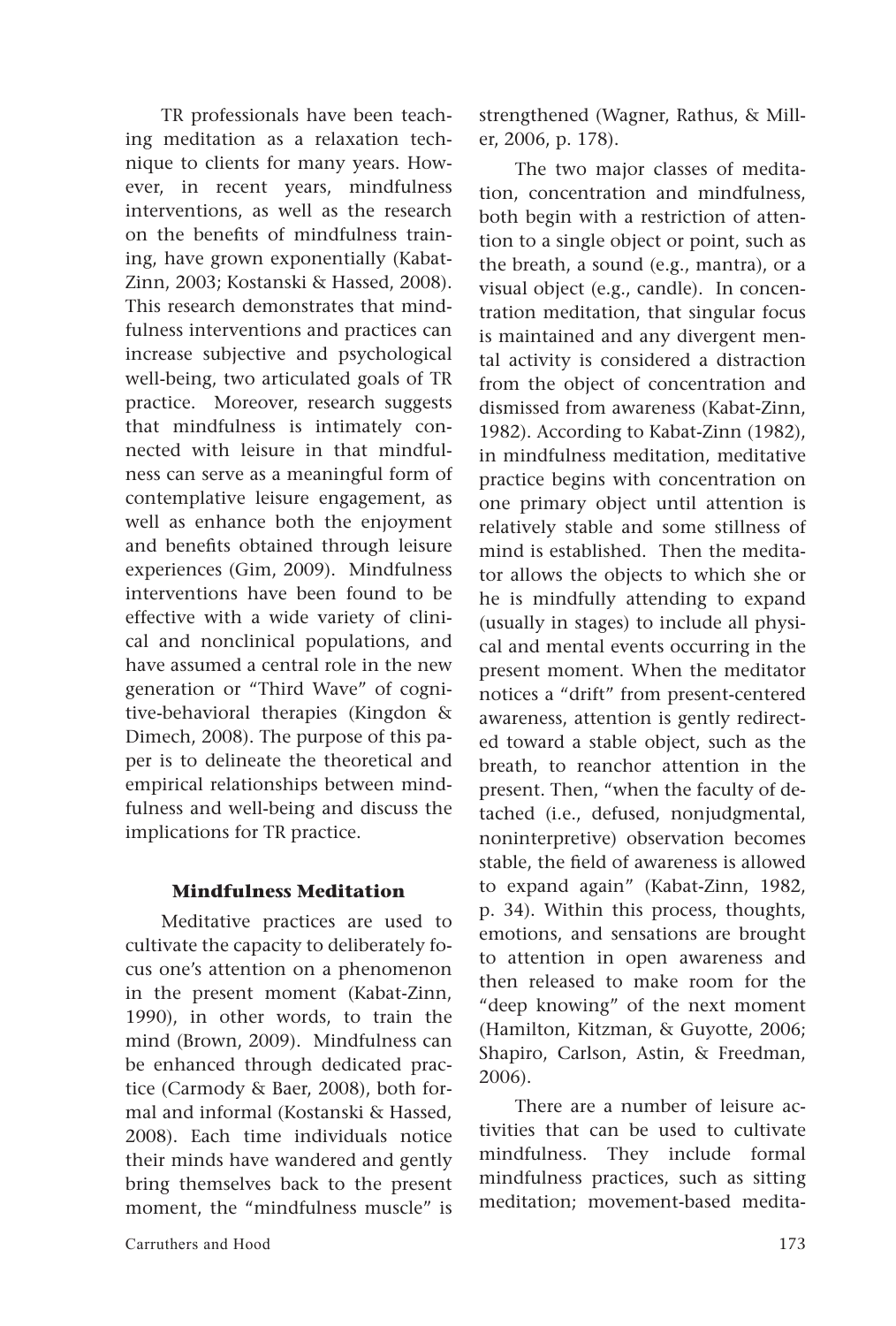TR professionals have been teaching meditation as a relaxation technique to clients for many years. However, in recent years, mindfulness interventions, as well as the research on the benefits of mindfulness training, have grown exponentially (Kabat-Zinn, 2003; Kostanski & Hassed, 2008). This research demonstrates that mindfulness interventions and practices can increase subjective and psychological well-being, two articulated goals of TR practice. Moreover, research suggests that mindfulness is intimately connected with leisure in that mindfulness can serve as a meaningful form of contemplative leisure engagement, as well as enhance both the enjoyment and benefits obtained through leisure experiences (Gim, 2009). Mindfulness interventions have been found to be effective with a wide variety of clinical and nonclinical populations, and have assumed a central role in the new generation or "Third Wave" of cognitive-behavioral therapies (Kingdon & Dimech, 2008). The purpose of this paper is to delineate the theoretical and empirical relationships between mindfulness and well-being and discuss the implications for TR practice.

## Mindfulness Meditation

Meditative practices are used to cultivate the capacity to deliberately focus one's attention on a phenomenon in the present moment (Kabat-Zinn, 1990), in other words, to train the mind (Brown, 2009). Mindfulness can be enhanced through dedicated practice (Carmody & Baer, 2008), both formal and informal (Kostanski & Hassed, 2008). Each time individuals notice their minds have wandered and gently bring themselves back to the present moment, the "mindfulness muscle" is strengthened (Wagner, Rathus, & Miller, 2006, p. 178).

The two major classes of meditation, concentration and mindfulness, both begin with a restriction of attention to a single object or point, such as the breath, a sound (e.g., mantra), or a visual object (e.g., candle). In concentration meditation, that singular focus is maintained and any divergent mental activity is considered a distraction from the object of concentration and dismissed from awareness (Kabat-Zinn, 1982). According to Kabat-Zinn (1982), in mindfulness meditation, meditative practice begins with concentration on one primary object until attention is relatively stable and some stillness of mind is established. Then the meditator allows the objects to which she or he is mindfully attending to expand (usually in stages) to include all physical and mental events occurring in the present moment. When the meditator notices a "drift" from present-centered awareness, attention is gently redirected toward a stable object, such as the breath, to reanchor attention in the present. Then, "when the faculty of detached (i.e., defused, nonjudgmental, noninterpretive) observation becomes stable, the field of awareness is allowed to expand again" (Kabat-Zinn, 1982, p. 34). Within this process, thoughts, emotions, and sensations are brought to attention in open awareness and then released to make room for the "deep knowing" of the next moment (Hamilton, Kitzman, & Guyotte, 2006; Shapiro, Carlson, Astin, & Freedman, 2006).

There are a number of leisure activities that can be used to cultivate mindfulness. They include formal mindfulness practices, such as sitting meditation; movement-based medita-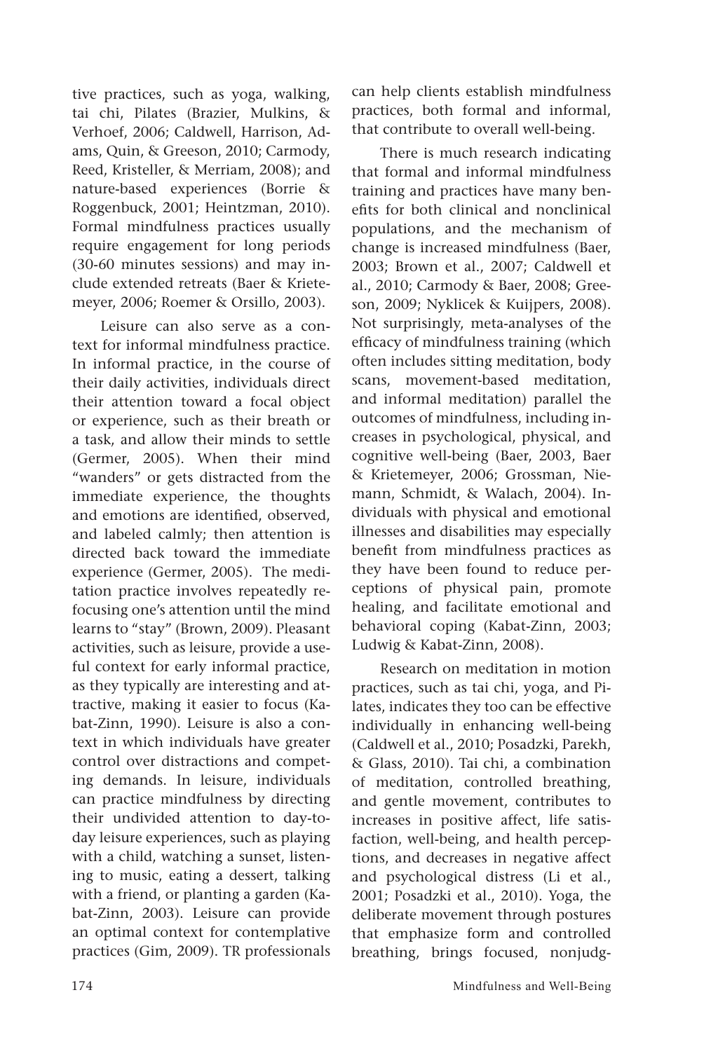tive practices, such as yoga, walking, tai chi, Pilates (Brazier, Mulkins, & Verhoef, 2006; Caldwell, Harrison, Adams, Quin, & Greeson, 2010; Carmody, Reed, Kristeller, & Merriam, 2008); and nature-based experiences (Borrie & Roggenbuck, 2001; Heintzman, 2010). Formal mindfulness practices usually require engagement for long periods (30-60 minutes sessions) and may include extended retreats (Baer & Krietemeyer, 2006; Roemer & Orsillo, 2003).

Leisure can also serve as a context for informal mindfulness practice. In informal practice, in the course of their daily activities, individuals direct their attention toward a focal object or experience, such as their breath or a task, and allow their minds to settle (Germer, 2005). When their mind "wanders" or gets distracted from the immediate experience, the thoughts and emotions are identified, observed, and labeled calmly; then attention is directed back toward the immediate experience (Germer, 2005). The meditation practice involves repeatedly refocusing one's attention until the mind learns to "stay" (Brown, 2009). Pleasant activities, such as leisure, provide a useful context for early informal practice, as they typically are interesting and attractive, making it easier to focus (Kabat-Zinn, 1990). Leisure is also a context in which individuals have greater control over distractions and competing demands. In leisure, individuals can practice mindfulness by directing their undivided attention to day-to-day leisure experiences, such as playing with a child, watching a sunset, listening to music, eating a dessert, talking with a friend, or planting a garden (Kabat-Zinn, 2003). Leisure can provide an optimal context for contemplative practices (Gim, 2009). TR professionals can help clients establish mindfulness practices, both formal and informal, that contribute to overall well-being.

There is much research indicating that formal and informal mindfulness training and practices have many benefits for both clinical and nonclinical populations, and the mechanism of change is increased mindfulness (Baer, 2003; Brown et al., 2007; Caldwell et al., 2010; Carmody & Baer, 2008; Greeson, 2009; Nyklicek & Kuijpers, 2008). Not surprisingly, meta-analyses of the efficacy of mindfulness training (which often includes sitting meditation, body scans, movement-based meditation, and informal meditation) parallel the outcomes of mindfulness, including increases in psychological, physical, and cognitive well-being (Baer, 2003, Baer & Krietemeyer, 2006; Grossman, Niemann, Schmidt, & Walach, 2004). Individuals with physical and emotional illnesses and disabilities may especially benefit from mindfulness practices as they have been found to reduce perceptions of physical pain, promote healing, and facilitate emotional and behavioral coping (Kabat-Zinn, 2003; Ludwig & Kabat-Zinn, 2008).

Research on meditation in motion practices, such as tai chi, yoga, and Pilates, indicates they too can be effective individually in enhancing well-being (Caldwell et al., 2010; Posadzki, Parekh, & Glass, 2010). Tai chi, a combination of meditation, controlled breathing, and gentle movement, contributes to increases in positive affect, life satisfaction, well-being, and health perceptions, and decreases in negative affect and psychological distress (Li et al., 2001; Posadzki et al., 2010). Yoga, the deliberate movement through postures that emphasize form and controlled breathing, brings focused, nonjudg-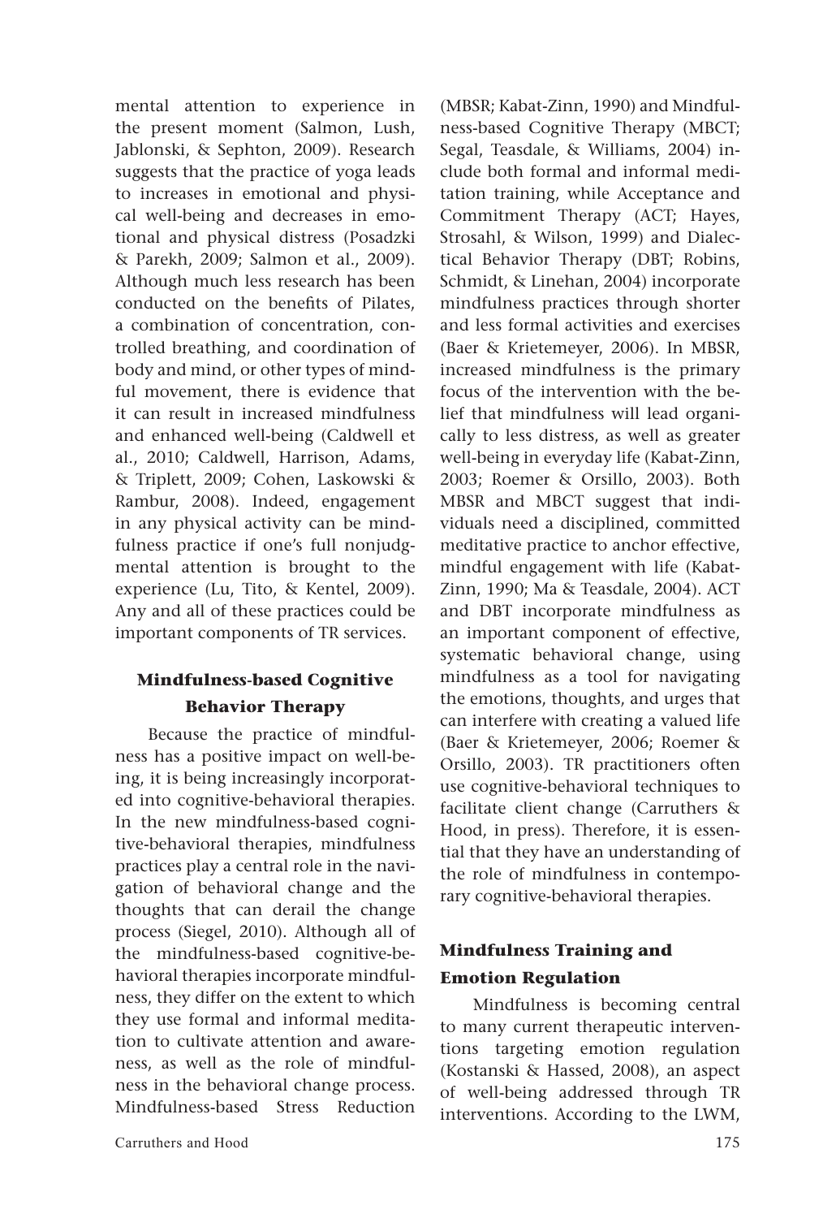mental attention to experience in the present moment (Salmon, Lush, Jablonski, & Sephton, 2009). Research suggests that the practice of yoga leads to increases in emotional and physical well-being and decreases in emotional and physical distress (Posadzki & Parekh, 2009; Salmon et al., 2009). Although much less research has been conducted on the benefits of Pilates, a combination of concentration, controlled breathing, and coordination of body and mind, or other types of mindful movement, there is evidence that it can result in increased mindfulness and enhanced well-being (Caldwell et al., 2010; Caldwell, Harrison, Adams, & Triplett, 2009; Cohen, Laskowski & Rambur, 2008). Indeed, engagement in any physical activity can be mindfulness practice if one's full nonjudgmental attention is brought to the experience (Lu, Tito, & Kentel, 2009). Any and all of these practices could be important components of TR services.

### Mindfulness-based Cognitive Behavior Therapy

Because the practice of mindfulness has a positive impact on well-being, it is being increasingly incorporated into cognitive-behavioral therapies. In the new mindfulness-based cognitive-behavioral therapies, mindfulness practices play a central role in the navigation of behavioral change and the thoughts that can derail the change process (Siegel, 2010). Although all of the mindfulness-based cognitive-behavioral therapies incorporate mindfulness, they differ on the extent to which they use formal and informal meditation to cultivate attention and awareness, as well as the role of mindfulness in the behavioral change process. Mindfulness-based Stress Reduction (MBSR; Kabat-Zinn, 1990) and Mindfulness-based Cognitive Therapy (MBCT; Segal, Teasdale, & Williams, 2004) include both formal and informal meditation training, while Acceptance and Commitment Therapy (ACT; Hayes, Strosahl, & Wilson, 1999) and Dialectical Behavior Therapy (DBT; Robins, Schmidt, & Linehan, 2004) incorporate mindfulness practices through shorter and less formal activities and exercises (Baer & Krietemeyer, 2006). In MBSR, increased mindfulness is the primary focus of the intervention with the belief that mindfulness will lead organically to less distress, as well as greater well-being in everyday life (Kabat-Zinn, 2003; Roemer & Orsillo, 2003). Both MBSR and MBCT suggest that individuals need a disciplined, committed meditative practice to anchor effective, mindful engagement with life (Kabat-Zinn, 1990; Ma & Teasdale, 2004). ACT and DBT incorporate mindfulness as an important component of effective, systematic behavioral change, using mindfulness as a tool for navigating the emotions, thoughts, and urges that can interfere with creating a valued life (Baer & Krietemeyer, 2006; Roemer & Orsillo, 2003). TR practitioners often use cognitive-behavioral techniques to facilitate client change (Carruthers & Hood, in press). Therefore, it is essential that they have an understanding of the role of mindfulness in contemporary cognitive-behavioral therapies.

### Mindfulness Training and Emotion Regulation

Mindfulness is becoming central to many current therapeutic interventions targeting emotion regulation (Kostanski & Hassed, 2008), an aspect of well-being addressed through TR interventions. According to the LWM,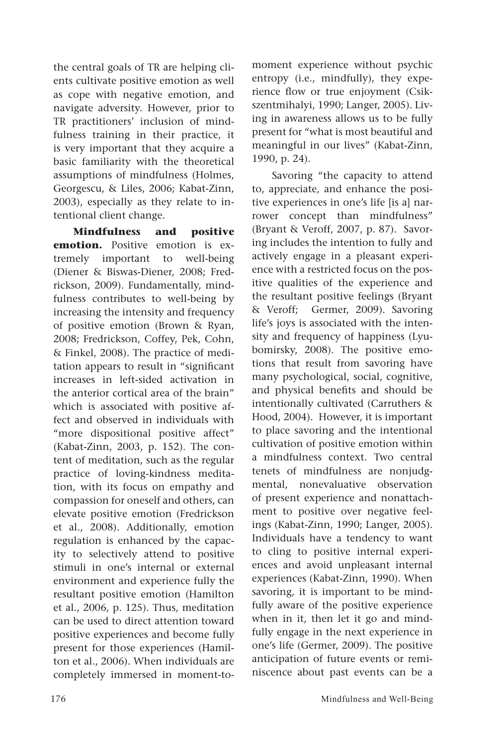the central goals of TR are helping clients cultivate positive emotion as well as cope with negative emotion, and navigate adversity. However, prior to TR practitioners' inclusion of mindfulness training in their practice, it is very important that they acquire a basic familiarity with the theoretical assumptions of mindfulness (Holmes, Georgescu, & Liles, 2006; Kabat-Zinn, 2003), especially as they relate to intentional client change.

**Mindfulness and positive emotion.** Positive emotion is extremely important to well-being (Diener & Biswas-Diener, 2008; Fredrickson, 2009). Fundamentally, mindfulness contributes to well-being by increasing the intensity and frequency of positive emotion (Brown & Ryan, 2008; Fredrickson, Coffey, Pek, Cohn, & Finkel, 2008). The practice of meditation appears to result in "significant increases in left-sided activation in the anterior cortical area of the brain" which is associated with positive affect and observed in individuals with "more dispositional positive affect" (Kabat-Zinn, 2003, p. 152). The content of meditation, such as the regular practice of loving-kindness meditation, with its focus on empathy and compassion for oneself and others, can elevate positive emotion (Fredrickson et al., 2008). Additionally, emotion regulation is enhanced by the capacity to selectively attend to positive stimuli in one's internal or external environment and experience fully the resultant positive emotion (Hamilton et al., 2006, p. 125). Thus, meditation can be used to direct attention toward positive experiences and become fully present for those experiences (Hamilton et al., 2006). When individuals are completely immersed in moment-to-moment experience without psychic entropy (i.e., mindfully), they experience flow or true enjoyment (Csikszentmihalyi, 1990; Langer, 2005). Living in awareness allows us to be fully present for "what is most beautiful and meaningful in our lives" (Kabat-Zinn, 1990, p. 24).

Savoring "the capacity to attend to, appreciate, and enhance the positive experiences in one's life [is a] narrower concept than mindfulness" (Bryant & Veroff, 2007, p. 87). Savoring includes the intention to fully and actively engage in a pleasant experience with a restricted focus on the positive qualities of the experience and the resultant positive feelings (Bryant & Veroff; Germer, 2009). Savoring life's joys is associated with the intensity and frequency of happiness (Lyubomirsky, 2008). The positive emotions that result from savoring have many psychological, social, cognitive, and physical benefits and should be intentionally cultivated (Carruthers & Hood, 2004). However, it is important to place savoring and the intentional cultivation of positive emotion within a mindfulness context. Two central tenets of mindfulness are nonjudgmental, nonevaluative observation of present experience and nonattachment to positive over negative feelings (Kabat-Zinn, 1990; Langer, 2005). Individuals have a tendency to want to cling to positive internal experiences and avoid unpleasant internal experiences (Kabat-Zinn, 1990). When savoring, it is important to be mindfully aware of the positive experience when in it, then let it go and mindfully engage in the next experience in one's life (Germer, 2009). The positive anticipation of future events or reminiscence about past events can be a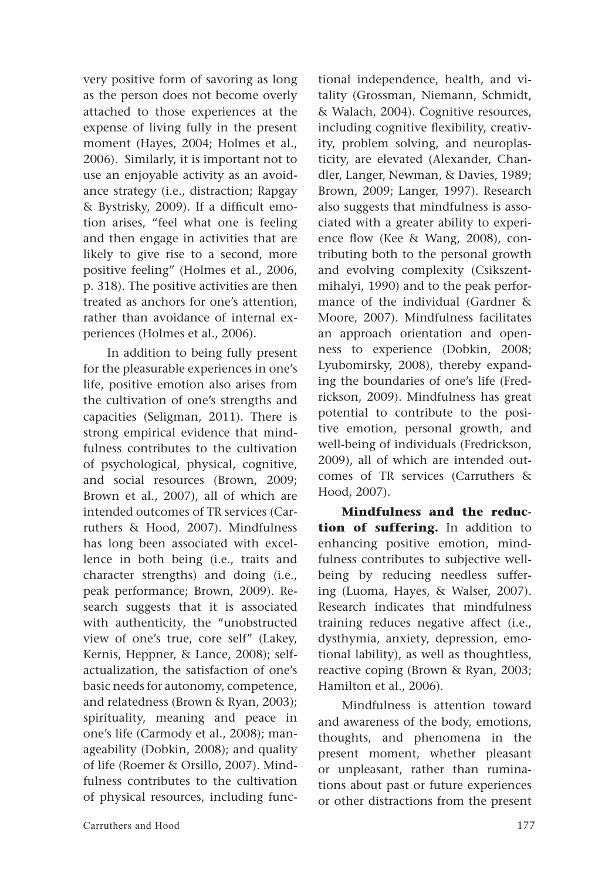very positive form of savoring as long as the person does not become overly attached to those experiences at the expense of living fully in the present moment (Hayes, 2004; Holmes et al., 2006). Similarly, it is important not to use an enjoyable activity as an avoidance strategy (i.e., distraction; Rapgay & Bystrisky, 2009). If a difficult emotion arises, "feel what one is feeling and then engage in activities that are likely to give rise to a second, more positive feeling" (Holmes et al., 2006, p. 318). The positive activities are then treated as anchors for one's attention, rather than avoidance of internal experiences (Holmes et al., 2006).

In addition to being fully present for the pleasurable experiences in one's life, positive emotion also arises from the cultivation of one's strengths and capacities (Seligman, 2011). There is strong empirical evidence that mindfulness contributes to the cultivation of psychological, physical, cognitive, and social resources (Brown, 2009; Brown et al., 2007), all of which are intended outcomes of TR services (Carruthers & Hood, 2007). Mindfulness has long been associated with excellence in both being (i.e., traits and character strengths) and doing (i.e., peak performance; Brown, 2009). Research suggests that it is associated with authenticity, the "unobstructed view of one's true, core self" (Lakey, Kernis, Heppner, & Lance, 2008); self-actualization, the satisfaction of one's basic needs for autonomy, competence, and relatedness (Brown & Ryan, 2003); spirituality, meaning and peace in one's life (Carmody et al., 2008); manageability (Dobkin, 2008); and quality of life (Roemer & Orsillo, 2007). Mindfulness contributes to the cultivation of physical resources, including functional independence, health, and vitality (Grossman, Niemann, Schmidt, & Walach, 2004). Cognitive resources, including cognitive flexibility, creativity, problem solving, and neuroplasticity, are elevated (Alexander, Chandler, Langer, Newman, & Davies, 1989; Brown, 2009; Langer, 1997). Research also suggests that mindfulness is associated with a greater ability to experience flow (Kee & Wang, 2008), contributing both to the personal growth and evolving complexity (Csikszentmihalyi, 1990) and to the peak performance of the individual (Gardner & Moore, 2007). Mindfulness facilitates an approach orientation and openness to experience (Dobkin, 2008; Lyubomirsky, 2008), thereby expanding the boundaries of one's life (Fredrickson, 2009). Mindfulness has great potential to contribute to the positive emotion, personal growth, and well-being of individuals (Fredrickson, 2009), all of which are intended outcomes of TR services (Carruthers & Hood, 2007).

**Mindfulness and the reduction of suffering.** In addition to enhancing positive emotion, mindfulness contributes to subjective well-being by reducing needless suffering (Luoma, Hayes, & Walser, 2007). Research indicates that mindfulness training reduces negative affect (i.e., dysthymia, anxiety, depression, emotional lability), as well as thoughtless, reactive coping (Brown & Ryan, 2003; Hamilton et al., 2006).

Mindfulness is attention toward and awareness of the body, emotions, thoughts, and phenomena in the present moment, whether pleasant or unpleasant, rather than ruminations about past or future experiences or other distractions from the present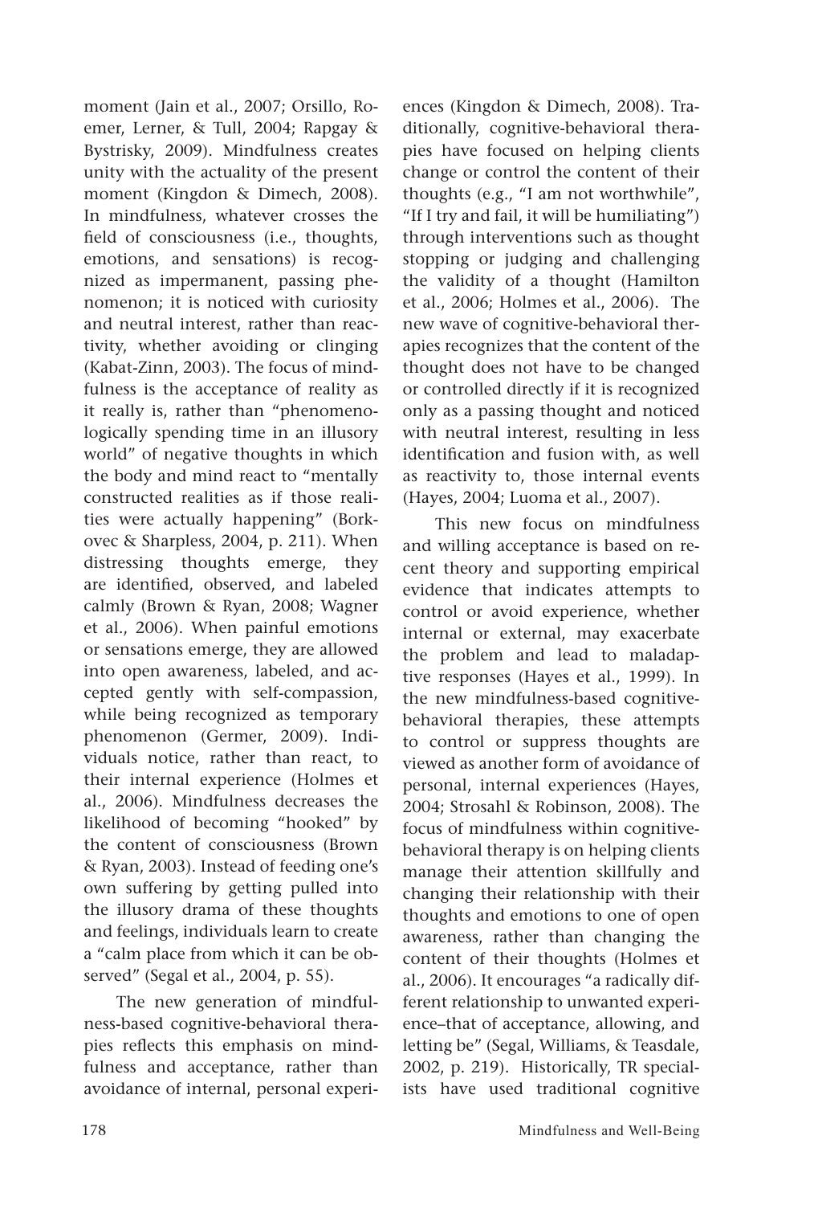moment (Jain et al., 2007; Orsillo, Roemer, Lerner, & Tull, 2004; Rapgay & Bystrisky, 2009). Mindfulness creates unity with the actuality of the present moment (Kingdon & Dimech, 2008). In mindfulness, whatever crosses the field of consciousness (i.e., thoughts, emotions, and sensations) is recognized as impermanent, passing phenomenon; it is noticed with curiosity and neutral interest, rather than reactivity, whether avoiding or clinging (Kabat-Zinn, 2003). The focus of mindfulness is the acceptance of reality as it really is, rather than "phenomenologically spending time in an illusory world" of negative thoughts in which the body and mind react to "mentally constructed realities as if those realities were actually happening" (Borkovec & Sharpless, 2004, p. 211). When distressing thoughts emerge, they are identified, observed, and labeled calmly (Brown & Ryan, 2008; Wagner et al., 2006). When painful emotions or sensations emerge, they are allowed into open awareness, labeled, and accepted gently with self-compassion, while being recognized as temporary phenomenon (Germer, 2009). Individuals notice, rather than react, to their internal experience (Holmes et al., 2006). Mindfulness decreases the likelihood of becoming "hooked" by the content of consciousness (Brown & Ryan, 2003). Instead of feeding one's own suffering by getting pulled into the illusory drama of these thoughts and feelings, individuals learn to create a "calm place from which it can be observed" (Segal et al., 2004, p. 55).

The new generation of mindfulness-based cognitive-behavioral therapies reflects this emphasis on mindfulness and acceptance, rather than avoidance of internal, personal experiences (Kingdon & Dimech, 2008). Traditionally, cognitive-behavioral therapies have focused on helping clients change or control the content of their thoughts (e.g., "I am not worthwhile", "If I try and fail, it will be humiliating") through interventions such as thought stopping or judging and challenging the validity of a thought (Hamilton et al., 2006; Holmes et al., 2006). The new wave of cognitive-behavioral therapies recognizes that the content of the thought does not have to be changed or controlled directly if it is recognized only as a passing thought and noticed with neutral interest, resulting in less identification and fusion with, as well as reactivity to, those internal events (Hayes, 2004; Luoma et al., 2007).

This new focus on mindfulness and willing acceptance is based on recent theory and supporting empirical evidence that indicates attempts to control or avoid experience, whether internal or external, may exacerbate the problem and lead to maladaptive responses (Hayes et al., 1999). In the new mindfulness-based cognitive-behavioral therapies, these attempts to control or suppress thoughts are viewed as another form of avoidance of personal, internal experiences (Hayes, 2004; Strosahl & Robinson, 2008). The focus of mindfulness within cognitive-behavioral therapy is on helping clients manage their attention skillfully and changing their relationship with their thoughts and emotions to one of open awareness, rather than changing the content of their thoughts (Holmes et al., 2006). It encourages "a radically different relationship to unwanted experience–that of acceptance, allowing, and letting be" (Segal, Williams, & Teasdale, 2002, p. 219). Historically, TR specialists have used traditional cognitive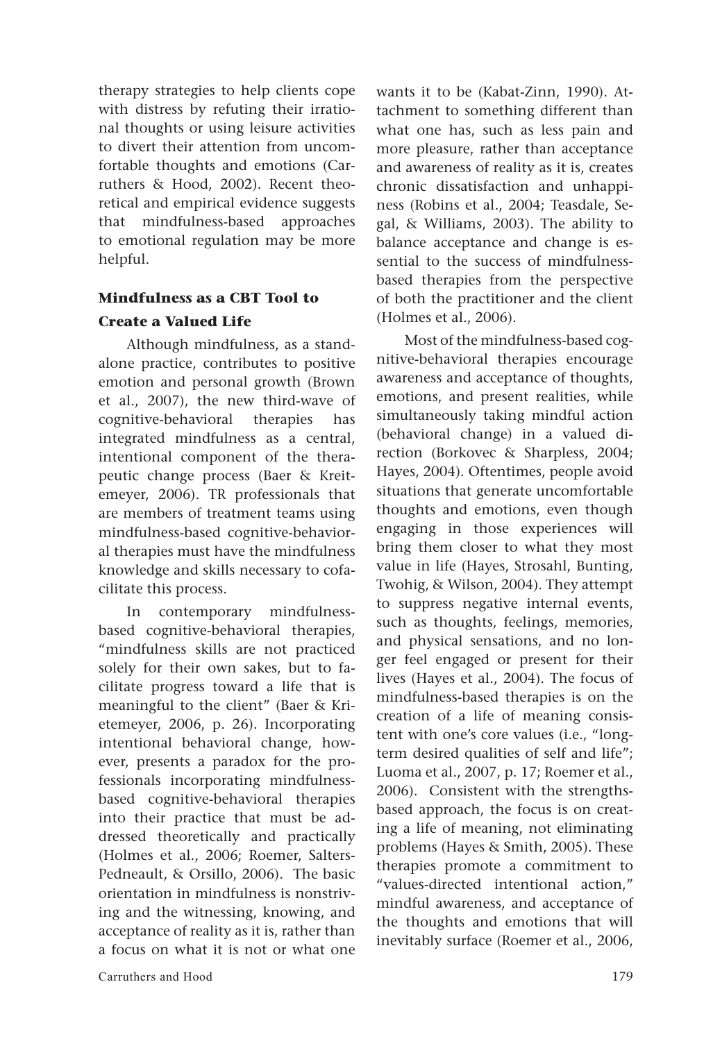therapy strategies to help clients cope with distress by refuting their irrational thoughts or using leisure activities to divert their attention from uncomfortable thoughts and emotions (Carruthers & Hood, 2002). Recent theoretical and empirical evidence suggests that mindfulness-based approaches to emotional regulation may be more helpful.

### Mindfulness as a CBT Tool to Create a Valued Life

Although mindfulness, as a standalone practice, contributes to positive emotion and personal growth (Brown et al., 2007), the new third-wave of cognitive-behavioral therapies has integrated mindfulness as a central, intentional component of the therapeutic change process (Baer & Kreitemeyer, 2006). TR professionals that are members of treatment teams using mindfulness-based cognitive-behavioral therapies must have the mindfulness knowledge and skills necessary to cofacilitate this process.

In contemporary mindfulness-based cognitive-behavioral therapies, "mindfulness skills are not practiced solely for their own sakes, but to facilitate progress toward a life that is meaningful to the client" (Baer & Krietemeyer, 2006, p. 26). Incorporating intentional behavioral change, however, presents a paradox for the professionals incorporating mindfulness-based cognitive-behavioral therapies into their practice that must be addressed theoretically and practically (Holmes et al., 2006; Roemer, Salters-Pedneault, & Orsillo, 2006). The basic orientation in mindfulness is nonstriving and the witnessing, knowing, and acceptance of reality as it is, rather than a focus on what it is not or what one wants it to be (Kabat-Zinn, 1990). Attachment to something different than what one has, such as less pain and more pleasure, rather than acceptance and awareness of reality as it is, creates chronic dissatisfaction and unhappiness (Robins et al., 2004; Teasdale, Segal, & Williams, 2003). The ability to balance acceptance and change is essential to the success of mindfulness-based therapies from the perspective of both the practitioner and the client (Holmes et al., 2006).

Most of the mindfulness-based cognitive-behavioral therapies encourage awareness and acceptance of thoughts, emotions, and present realities, while simultaneously taking mindful action (behavioral change) in a valued direction (Borkovec & Sharpless, 2004; Hayes, 2004). Oftentimes, people avoid situations that generate uncomfortable thoughts and emotions, even though engaging in those experiences will bring them closer to what they most value in life (Hayes, Strosahl, Bunting, Twohig, & Wilson, 2004). They attempt to suppress negative internal events, such as thoughts, feelings, memories, and physical sensations, and no longer feel engaged or present for their lives (Hayes et al., 2004). The focus of mindfulness-based therapies is on the creation of a life of meaning consistent with one's core values (i.e., "long-term desired qualities of self and life"; Luoma et al., 2007, p. 17; Roemer et al., 2006). Consistent with the strengths-based approach, the focus is on creating a life of meaning, not eliminating problems (Hayes & Smith, 2005). These therapies promote a commitment to "values-directed intentional action," mindful awareness, and acceptance of the thoughts and emotions that will inevitably surface (Roemer et al., 2006,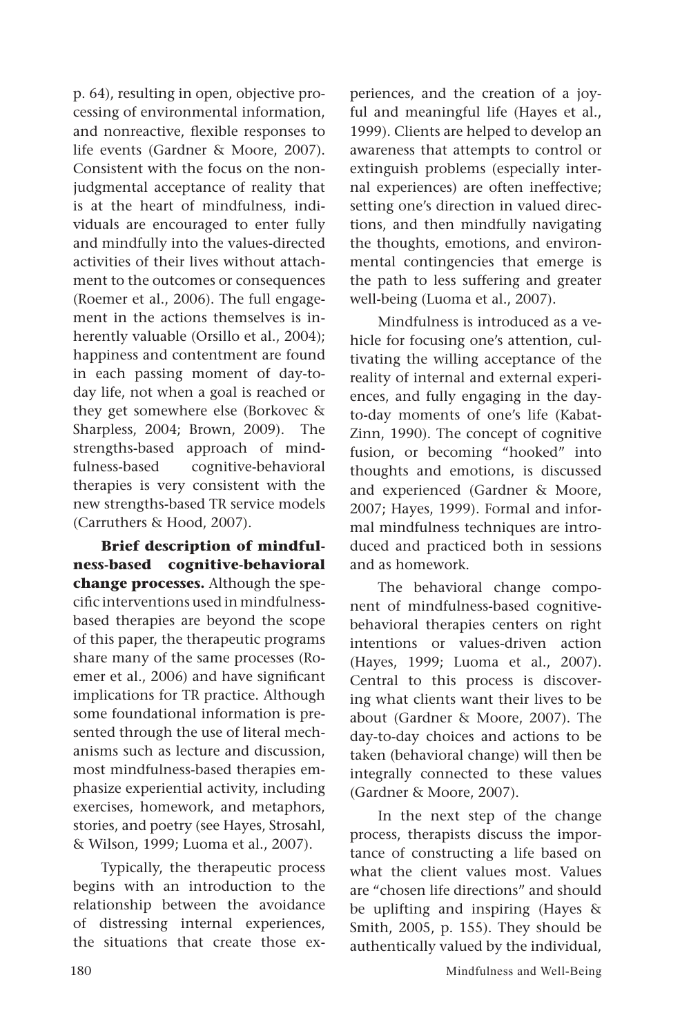p. 64), resulting in open, objective processing of environmental information, and nonreactive, flexible responses to life events (Gardner & Moore, 2007). Consistent with the focus on the nonjudgmental acceptance of reality that is at the heart of mindfulness, individuals are encouraged to enter fully and mindfully into the values-directed activities of their lives without attachment to the outcomes or consequences (Roemer et al., 2006). The full engagement in the actions themselves is inherently valuable (Orsillo et al., 2004); happiness and contentment are found in each passing moment of day-to-day life, not when a goal is reached or they get somewhere else (Borkovec & Sharpless, 2004; Brown, 2009). The strengths-based approach of mindfulness-based cognitive-behavioral therapies is very consistent with the new strengths-based TR service models (Carruthers & Hood, 2007).

**Brief description of mindfulness-based cognitive-behavioral change processes.** Although the specific interventions used in mindfulness-based therapies are beyond the scope of this paper, the therapeutic programs share many of the same processes (Roemer et al., 2006) and have significant implications for TR practice. Although some foundational information is presented through the use of literal mechanisms such as lecture and discussion, most mindfulness-based therapies emphasize experiential activity, including exercises, homework, and metaphors, stories, and poetry (see Hayes, Strosahl, & Wilson, 1999; Luoma et al., 2007).

Typically, the therapeutic process begins with an introduction to the relationship between the avoidance of distressing internal experiences, the situations that create those experiences, and the creation of a joyful and meaningful life (Hayes et al., 1999). Clients are helped to develop an awareness that attempts to control or extinguish problems (especially internal experiences) are often ineffective; setting one's direction in valued directions, and then mindfully navigating the thoughts, emotions, and environmental contingencies that emerge is the path to less suffering and greater well-being (Luoma et al., 2007).

Mindfulness is introduced as a vehicle for focusing one's attention, cultivating the willing acceptance of the reality of internal and external experiences, and fully engaging in the day-to-day moments of one's life (Kabat-Zinn, 1990). The concept of cognitive fusion, or becoming "hooked" into thoughts and emotions, is discussed and experienced (Gardner & Moore, 2007; Hayes, 1999). Formal and informal mindfulness techniques are introduced and practiced both in sessions and as homework.

The behavioral change component of mindfulness-based cognitive-behavioral therapies centers on right intentions or values-driven action (Hayes, 1999; Luoma et al., 2007). Central to this process is discovering what clients want their lives to be about (Gardner & Moore, 2007). The day-to-day choices and actions to be taken (behavioral change) will then be integrally connected to these values (Gardner & Moore, 2007).

In the next step of the change process, therapists discuss the importance of constructing a life based on what the client values most. Values are "chosen life directions" and should be uplifting and inspiring (Hayes & Smith, 2005, p. 155). They should be authentically valued by the individual,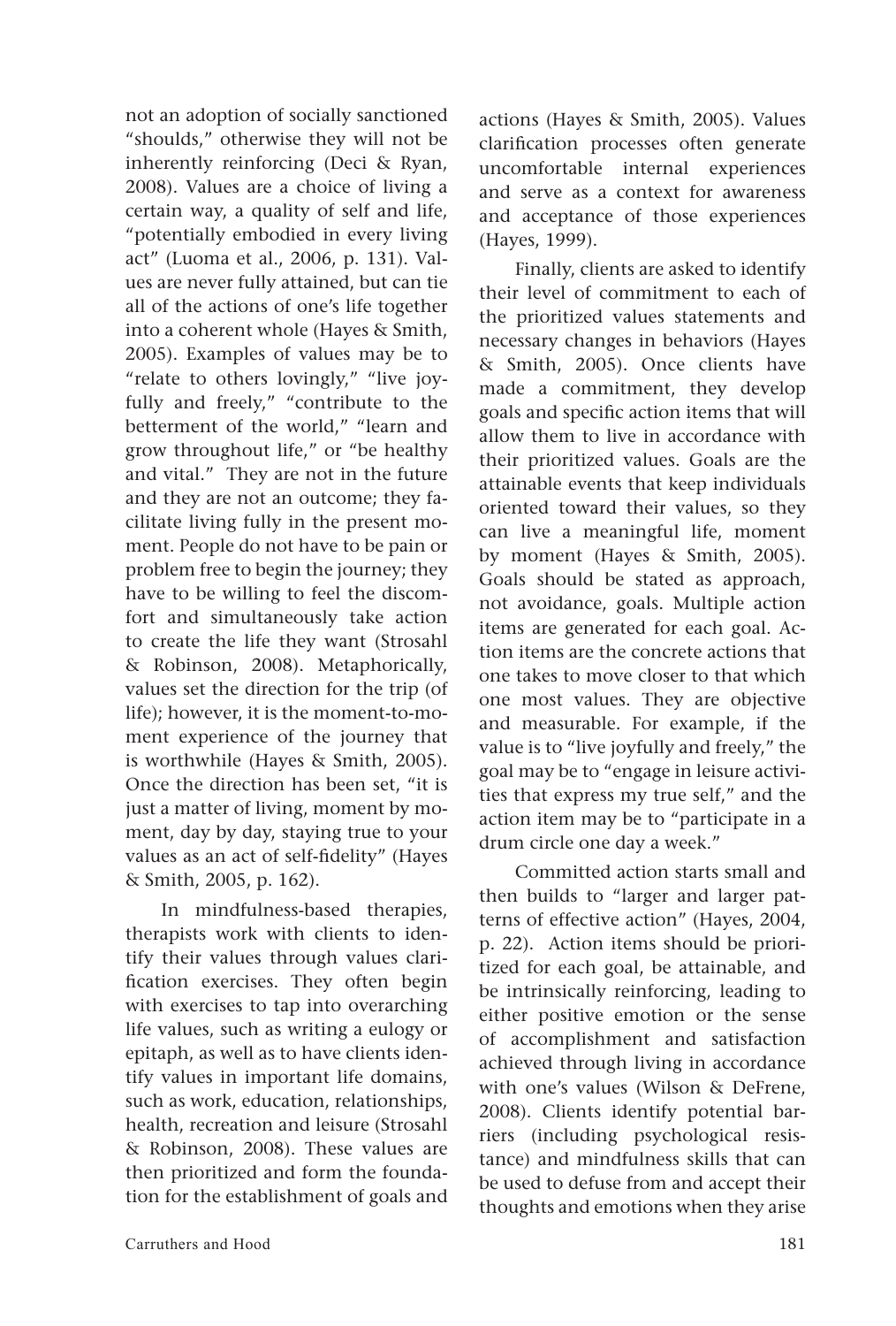not an adoption of socially sanctioned "shoulds," otherwise they will not be inherently reinforcing (Deci & Ryan, 2008). Values are a choice of living a certain way, a quality of self and life, "potentially embodied in every living act" (Luoma et al., 2006, p. 131). Values are never fully attained, but can tie all of the actions of one's life together into a coherent whole (Hayes & Smith, 2005). Examples of values may be to "relate to others lovingly," "live joyfully and freely," "contribute to the betterment of the world," "learn and grow throughout life," or "be healthy and vital." They are not in the future and they are not an outcome; they facilitate living fully in the present moment. People do not have to be pain or problem free to begin the journey; they have to be willing to feel the discomfort and simultaneously take action to create the life they want (Strosahl & Robinson, 2008). Metaphorically, values set the direction for the trip (of life); however, it is the moment-to-moment experience of the journey that is worthwhile (Hayes & Smith, 2005). Once the direction has been set, "it is just a matter of living, moment by moment, day by day, staying true to your values as an act of self-fidelity" (Hayes & Smith, 2005, p. 162).

In mindfulness-based therapies, therapists work with clients to identify their values through values clarification exercises. They often begin with exercises to tap into overarching life values, such as writing a eulogy or epitaph, as well as to have clients identify values in important life domains, such as work, education, relationships, health, recreation and leisure (Strosahl & Robinson, 2008). These values are then prioritized and form the foundation for the establishment of goals and actions (Hayes & Smith, 2005). Values clarification processes often generate uncomfortable internal experiences and serve as a context for awareness and acceptance of those experiences (Hayes, 1999).

Finally, clients are asked to identify their level of commitment to each of the prioritized values statements and necessary changes in behaviors (Hayes & Smith, 2005). Once clients have made a commitment, they develop goals and specific action items that will allow them to live in accordance with their prioritized values. Goals are the attainable events that keep individuals oriented toward their values, so they can live a meaningful life, moment by moment (Hayes & Smith, 2005). Goals should be stated as approach, not avoidance, goals. Multiple action items are generated for each goal. Action items are the concrete actions that one takes to move closer to that which one most values. They are objective and measurable. For example, if the value is to "live joyfully and freely," the goal may be to "engage in leisure activities that express my true self," and the action item may be to "participate in a drum circle one day a week."

Committed action starts small and then builds to "larger and larger patterns of effective action" (Hayes, 2004, p. 22). Action items should be prioritized for each goal, be attainable, and be intrinsically reinforcing, leading to either positive emotion or the sense of accomplishment and satisfaction achieved through living in accordance with one's values (Wilson & DeFrene, 2008). Clients identify potential barriers (including psychological resistance) and mindfulness skills that can be used to defuse from and accept their thoughts and emotions when they arise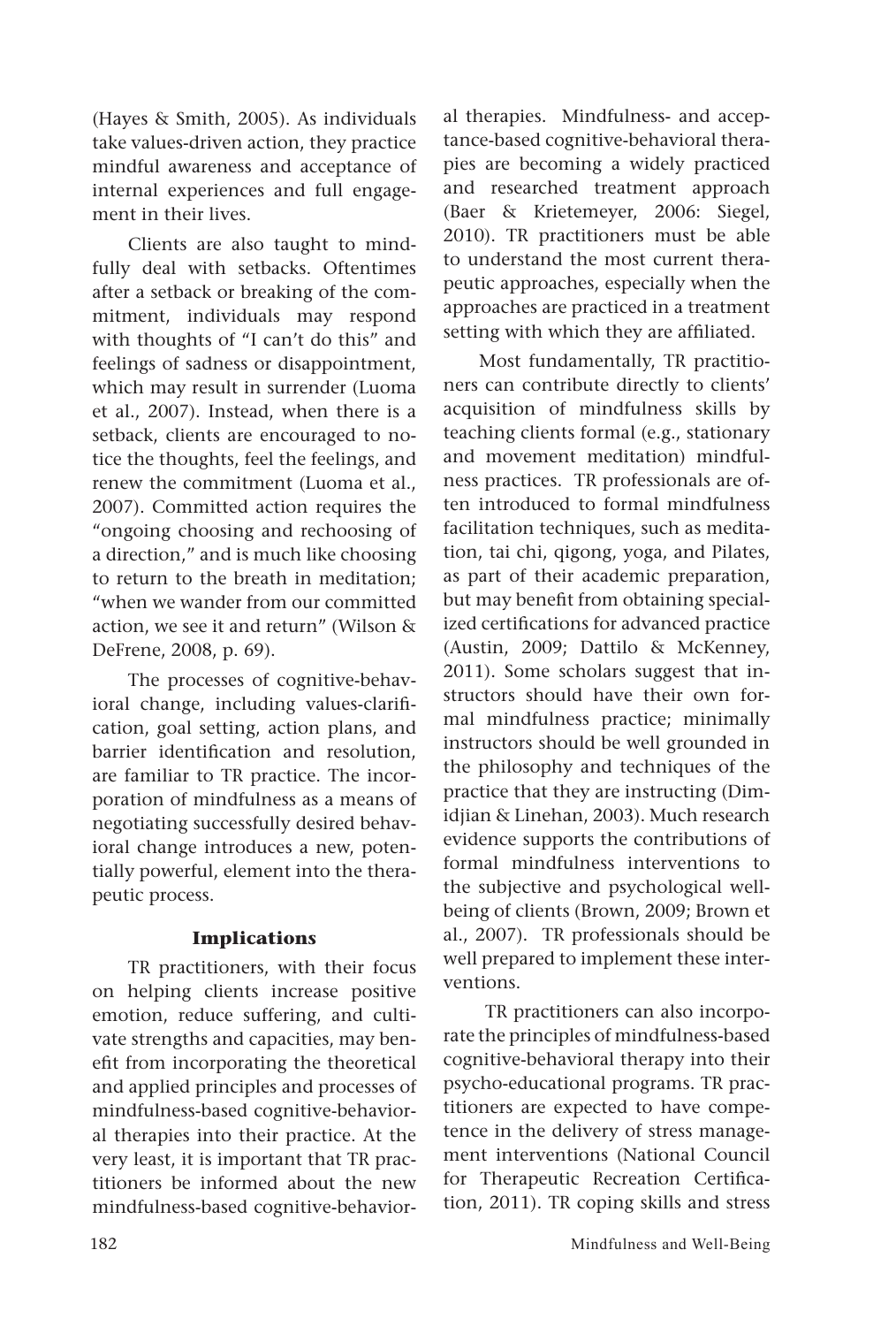(Hayes & Smith, 2005). As individuals take values-driven action, they practice mindful awareness and acceptance of internal experiences and full engagement in their lives.

Clients are also taught to mindfully deal with setbacks. Oftentimes after a setback or breaking of the commitment, individuals may respond with thoughts of "I can't do this" and feelings of sadness or disappointment, which may result in surrender (Luoma et al., 2007). Instead, when there is a setback, clients are encouraged to notice the thoughts, feel the feelings, and renew the commitment (Luoma et al., 2007). Committed action requires the "ongoing choosing and rechoosing of a direction," and is much like choosing to return to the breath in meditation; "when we wander from our committed action, we see it and return" (Wilson & DeFrene, 2008, p. 69).

The processes of cognitive-behavioral change, including values-clarification, goal setting, action plans, and barrier identification and resolution, are familiar to TR practice. The incorporation of mindfulness as a means of negotiating successfully desired behavioral change introduces a new, potentially powerful, element into the therapeutic process.

## Implications

TR practitioners, with their focus on helping clients increase positive emotion, reduce suffering, and cultivate strengths and capacities, may benefit from incorporating the theoretical and applied principles and processes of mindfulness-based cognitive-behavioral therapies into their practice. At the very least, it is important that TR practitioners be informed about the new mindfulness-based cognitive-behavioral therapies. Mindfulness- and acceptance-based cognitive-behavioral therapies are becoming a widely practiced and researched treatment approach (Baer & Krietemeyer, 2006: Siegel, 2010). TR practitioners must be able to understand the most current therapeutic approaches, especially when the approaches are practiced in a treatment setting with which they are affiliated.

Most fundamentally, TR practitioners can contribute directly to clients' acquisition of mindfulness skills by teaching clients formal (e.g., stationary and movement meditation) mindfulness practices. TR professionals are often introduced to formal mindfulness facilitation techniques, such as meditation, tai chi, qigong, yoga, and Pilates, as part of their academic preparation, but may benefit from obtaining specialized certifications for advanced practice (Austin, 2009; Dattilo & McKenney, 2011). Some scholars suggest that instructors should have their own formal mindfulness practice; minimally instructors should be well grounded in the philosophy and techniques of the practice that they are instructing (Dimidjian & Linehan, 2003). Much research evidence supports the contributions of formal mindfulness interventions to the subjective and psychological well-being of clients (Brown, 2009; Brown et al., 2007). TR professionals should be well prepared to implement these interventions.

TR practitioners can also incorporate the principles of mindfulness-based cognitive-behavioral therapy into their psycho-educational programs. TR practitioners are expected to have competence in the delivery of stress management interventions (National Council for Therapeutic Recreation Certification, 2011). TR coping skills and stress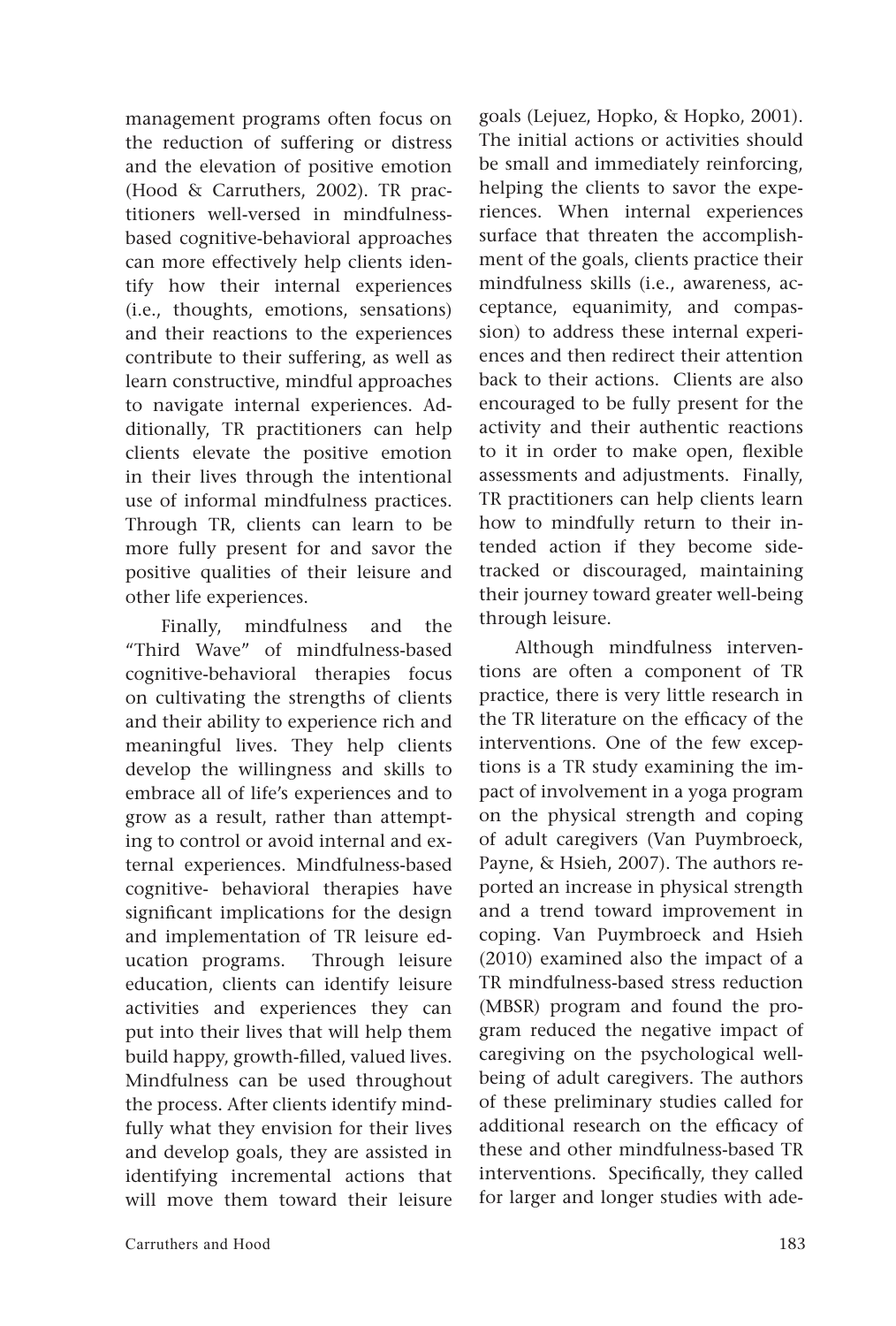management programs often focus on the reduction of suffering or distress and the elevation of positive emotion (Hood & Carruthers, 2002). TR practitioners well-versed in mindfulness-based cognitive-behavioral approaches can more effectively help clients identify how their internal experiences (i.e., thoughts, emotions, sensations) and their reactions to the experiences contribute to their suffering, as well as learn constructive, mindful approaches to navigate internal experiences. Additionally, TR practitioners can help clients elevate the positive emotion in their lives through the intentional use of informal mindfulness practices. Through TR, clients can learn to be more fully present for and savor the positive qualities of their leisure and other life experiences.

Finally, mindfulness and the "Third Wave" of mindfulness-based cognitive-behavioral therapies focus on cultivating the strengths of clients and their ability to experience rich and meaningful lives. They help clients develop the willingness and skills to embrace all of life's experiences and to grow as a result, rather than attempting to control or avoid internal and external experiences. Mindfulness-based cognitive- behavioral therapies have significant implications for the design and implementation of TR leisure education programs. Through leisure education, clients can identify leisure activities and experiences they can put into their lives that will help them build happy, growth-filled, valued lives. Mindfulness can be used throughout the process. After clients identify mindfully what they envision for their lives and develop goals, they are assisted in identifying incremental actions that will move them toward their leisure goals (Lejuez, Hopko, & Hopko, 2001). The initial actions or activities should be small and immediately reinforcing, helping the clients to savor the experiences. When internal experiences surface that threaten the accomplishment of the goals, clients practice their mindfulness skills (i.e., awareness, acceptance, equanimity, and compassion) to address these internal experiences and then redirect their attention back to their actions. Clients are also encouraged to be fully present for the activity and their authentic reactions to it in order to make open, flexible assessments and adjustments. Finally, TR practitioners can help clients learn how to mindfully return to their intended action if they become sidetracked or discouraged, maintaining their journey toward greater well-being through leisure.

Although mindfulness interventions are often a component of TR practice, there is very little research in the TR literature on the efficacy of the interventions. One of the few exceptions is a TR study examining the impact of involvement in a yoga program on the physical strength and coping of adult caregivers (Van Puymbroeck, Payne, & Hsieh, 2007). The authors reported an increase in physical strength and a trend toward improvement in coping. Van Puymbroeck and Hsieh (2010) examined also the impact of a TR mindfulness-based stress reduction (MBSR) program and found the program reduced the negative impact of caregiving on the psychological well-being of adult caregivers. The authors of these preliminary studies called for additional research on the efficacy of these and other mindfulness-based TR interventions. Specifically, they called for larger and longer studies with ade-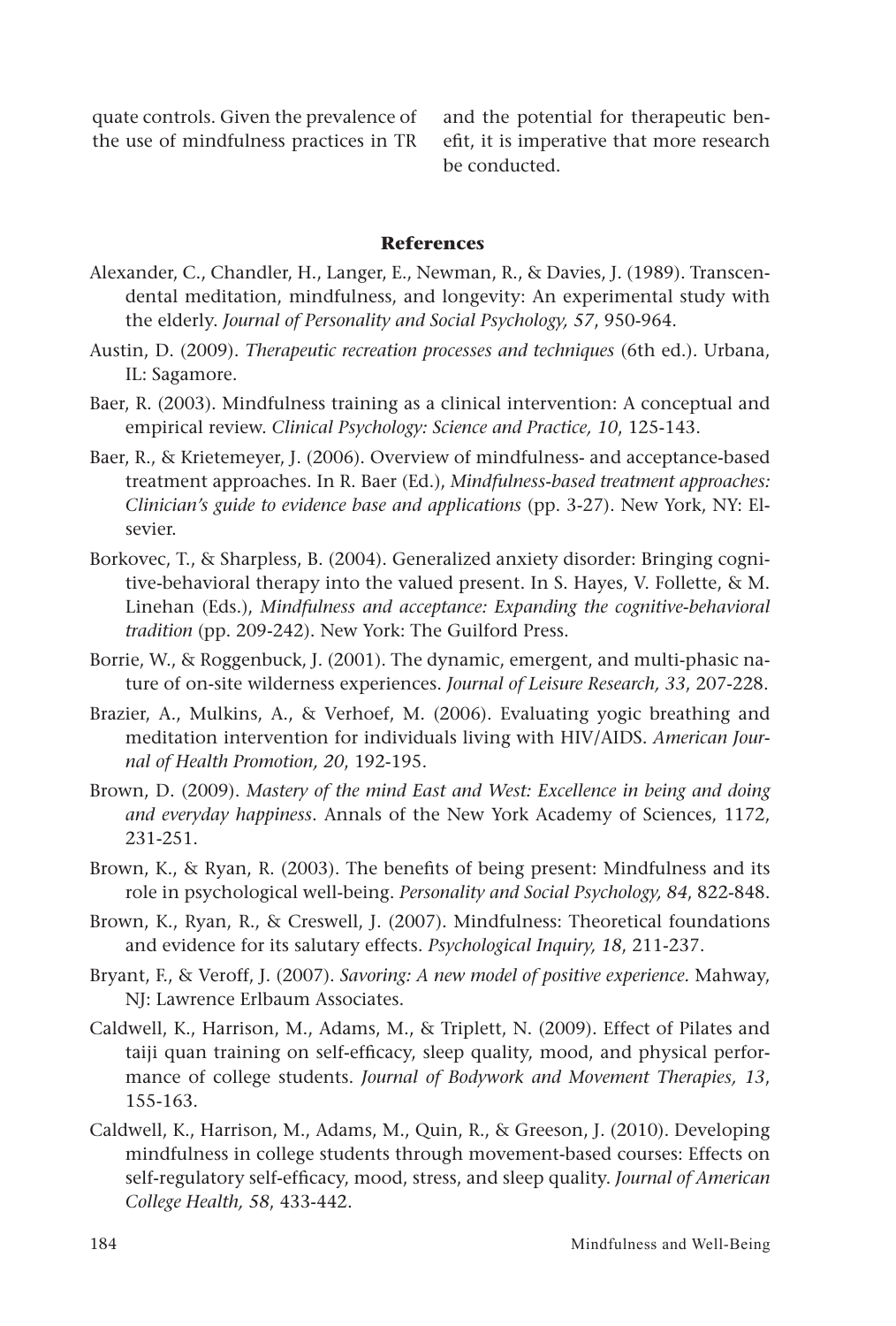quate controls. Given the prevalence of the use of mindfulness practices in TR and the potential for therapeutic benefit, it is imperative that more research be conducted.

## References

Alexander, C., Chandler, H., Langer, E., Newman, R., & Davies, J. (1989). Transcendental meditation, mindfulness, and longevity: An experimental study with the elderly. *Journal of Personality and Social Psychology, 57*, 950-964.

Austin, D. (2009). *Therapeutic recreation processes and techniques* (6th ed.). Urbana, IL: Sagamore.

Baer, R. (2003). Mindfulness training as a clinical intervention: A conceptual and empirical review. *Clinical Psychology: Science and Practice, 10*, 125-143.

Baer, R., & Krietemeyer, J. (2006). Overview of mindfulness- and acceptance-based treatment approaches. In R. Baer (Ed.), *Mindfulness-based treatment approaches: Clinician's guide to evidence base and applications* (pp. 3-27). New York, NY: Elsevier.

Borkovec, T., & Sharpless, B. (2004). Generalized anxiety disorder: Bringing cognitive-behavioral therapy into the valued present. In S. Hayes, V. Follette, & M. Linehan (Eds.), *Mindfulness and acceptance: Expanding the cognitive-behavioral tradition* (pp. 209-242). New York: The Guilford Press.

Borrie, W., & Roggenbuck, J. (2001). The dynamic, emergent, and multi-phasic nature of on-site wilderness experiences. *Journal of Leisure Research, 33*, 207-228.

Brazier, A., Mulkins, A., & Verhoef, M. (2006). Evaluating yogic breathing and meditation intervention for individuals living with HIV/AIDS. *American Journal of Health Promotion, 20*, 192-195.

Brown, D. (2009). *Mastery of the mind East and West: Excellence in being and doing and everyday happiness*. Annals of the New York Academy of Sciences, 1172, 231-251.

Brown, K., & Ryan, R. (2003). The benefits of being present: Mindfulness and its role in psychological well-being. *Personality and Social Psychology, 84*, 822-848.

Brown, K., Ryan, R., & Creswell, J. (2007). Mindfulness: Theoretical foundations and evidence for its salutary effects. *Psychological Inquiry, 18*, 211-237.

Bryant, F., & Veroff, J. (2007). *Savoring: A new model of positive experience*. Mahway, NJ: Lawrence Erlbaum Associates.

Caldwell, K., Harrison, M., Adams, M., & Triplett, N. (2009). Effect of Pilates and taiji quan training on self-efficacy, sleep quality, mood, and physical performance of college students. *Journal of Bodywork and Movement Therapies, 13*, 155-163.

Caldwell, K., Harrison, M., Adams, M., Quin, R., & Greeson, J. (2010). Developing mindfulness in college students through movement-based courses: Effects on self-regulatory self-efficacy, mood, stress, and sleep quality. *Journal of American College Health, 58*, 433-442.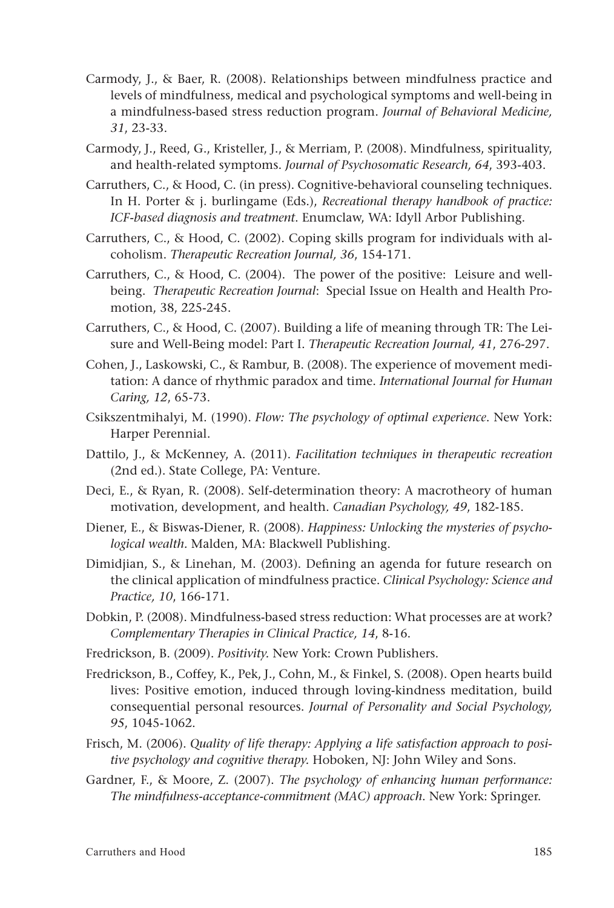Carmody, J., & Baer, R. (2008). Relationships between mindfulness practice and levels of mindfulness, medical and psychological symptoms and well-being in a mindfulness-based stress reduction program. *Journal of Behavioral Medicine, 31*, 23-33.

Carmody, J., Reed, G., Kristeller, J., & Merriam, P. (2008). Mindfulness, spirituality, and health-related symptoms. *Journal of Psychosomatic Research, 64*, 393-403.

Carruthers, C., & Hood, C. (in press). Cognitive-behavioral counseling techniques. In H. Porter & j. burlingame (Eds.), *Recreational therapy handbook of practice: ICF-based diagnosis and treatment*. Enumclaw, WA: Idyll Arbor Publishing.

Carruthers, C., & Hood, C. (2002). Coping skills program for individuals with alcoholism. *Therapeutic Recreation Journal, 36*, 154-171.

Carruthers, C., & Hood, C. (2004). The power of the positive: Leisure and well-being. *Therapeutic Recreation Journal*: Special Issue on Health and Health Promotion, 38, 225-245.

Carruthers, C., & Hood, C. (2007). Building a life of meaning through TR: The Leisure and Well-Being model: Part I. *Therapeutic Recreation Journal, 41*, 276-297.

Cohen, J., Laskowski, C., & Rambur, B. (2008). The experience of movement meditation: A dance of rhythmic paradox and time. *International Journal for Human Caring, 12*, 65-73.

Csikszentmihalyi, M. (1990). *Flow: The psychology of optimal experience*. New York: Harper Perennial.

Dattilo, J., & McKenney, A. (2011). *Facilitation techniques in therapeutic recreation* (2nd ed.). State College, PA: Venture.

Deci, E., & Ryan, R. (2008). Self-determination theory: A macrotheory of human motivation, development, and health. *Canadian Psychology, 49*, 182-185.

Diener, E., & Biswas-Diener, R. (2008). *Happiness: Unlocking the mysteries of psychological wealth*. Malden, MA: Blackwell Publishing.

Dimidjian, S., & Linehan, M. (2003). Defining an agenda for future research on the clinical application of mindfulness practice. *Clinical Psychology: Science and Practice, 10*, 166-171.

Dobkin, P. (2008). Mindfulness-based stress reduction: What processes are at work? *Complementary Therapies in Clinical Practice, 14*, 8-16.

Fredrickson, B. (2009). *Positivity*. New York: Crown Publishers.

Fredrickson, B., Coffey, K., Pek, J., Cohn, M., & Finkel, S. (2008). Open hearts build lives: Positive emotion, induced through loving-kindness meditation, build consequential personal resources. *Journal of Personality and Social Psychology, 95*, 1045-1062.

Frisch, M. (2006). *Quality of life therapy: Applying a life satisfaction approach to positive psychology and cognitive therapy*. Hoboken, NJ: John Wiley and Sons.

Gardner, F., & Moore, Z. (2007). *The psychology of enhancing human performance: The mindfulness-acceptance-commitment (MAC) approach*. New York: Springer.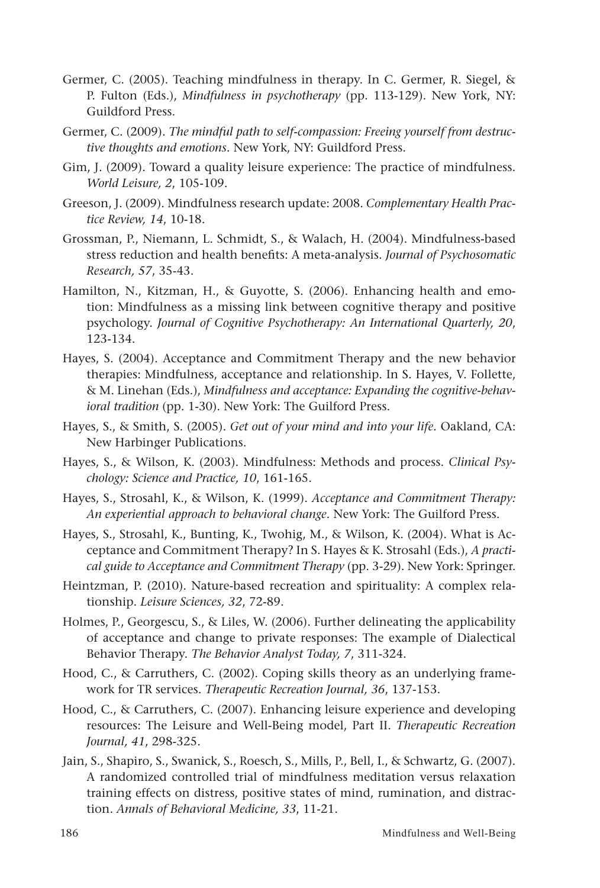Germer, C. (2005). Teaching mindfulness in therapy. In C. Germer, R. Siegel, & P. Fulton (Eds.), *Mindfulness in psychotherapy* (pp. 113-129). New York, NY: Guildford Press.

Germer, C. (2009). *The mindful path to self-compassion: Freeing yourself from destructive thoughts and emotions.* New York, NY: Guildford Press.

Gim, J. (2009). Toward a quality leisure experience: The practice of mindfulness. *World Leisure, 2*, 105-109.

Greeson, J. (2009). Mindfulness research update: 2008. *Complementary Health Practice Review, 14*, 10-18.

Grossman, P., Niemann, L. Schmidt, S., & Walach, H. (2004). Mindfulness-based stress reduction and health benefits: A meta-analysis. *Journal of Psychosomatic Research, 57*, 35-43.

Hamilton, N., Kitzman, H., & Guyotte, S. (2006). Enhancing health and emotion: Mindfulness as a missing link between cognitive therapy and positive psychology. *Journal of Cognitive Psychotherapy: An International Quarterly, 20*, 123-134.

Hayes, S. (2004). Acceptance and Commitment Therapy and the new behavior therapies: Mindfulness, acceptance and relationship. In S. Hayes, V. Follette, & M. Linehan (Eds.), *Mindfulness and acceptance: Expanding the cognitive-behavioral tradition* (pp. 1-30). New York: The Guilford Press.

Hayes, S., & Smith, S. (2005). *Get out of your mind and into your life*. Oakland, CA: New Harbinger Publications.

Hayes, S., & Wilson, K. (2003). Mindfulness: Methods and process. *Clinical Psychology: Science and Practice, 10*, 161-165.

Hayes, S., Strosahl, K., & Wilson, K. (1999). *Acceptance and Commitment Therapy: An experiential approach to behavioral change*. New York: The Guilford Press.

Hayes, S., Strosahl, K., Bunting, K., Twohig, M., & Wilson, K. (2004). What is Acceptance and Commitment Therapy? In S. Hayes & K. Strosahl (Eds.), *A practical guide to Acceptance and Commitment Therapy* (pp. 3-29). New York: Springer.

Heintzman, P. (2010). Nature-based recreation and spirituality: A complex relationship. *Leisure Sciences, 32*, 72-89.

Holmes, P., Georgescu, S., & Liles, W. (2006). Further delineating the applicability of acceptance and change to private responses: The example of Dialectical Behavior Therapy. *The Behavior Analyst Today, 7*, 311-324.

Hood, C., & Carruthers, C. (2002). Coping skills theory as an underlying framework for TR services. *Therapeutic Recreation Journal, 36*, 137-153.

Hood, C., & Carruthers, C. (2007). Enhancing leisure experience and developing resources: The Leisure and Well-Being model, Part II. *Therapeutic Recreation Journal, 41*, 298-325.

Jain, S., Shapiro, S., Swanick, S., Roesch, S., Mills, P., Bell, I., & Schwartz, G. (2007). A randomized controlled trial of mindfulness meditation versus relaxation training effects on distress, positive states of mind, rumination, and distraction. *Annals of Behavioral Medicine, 33*, 11-21.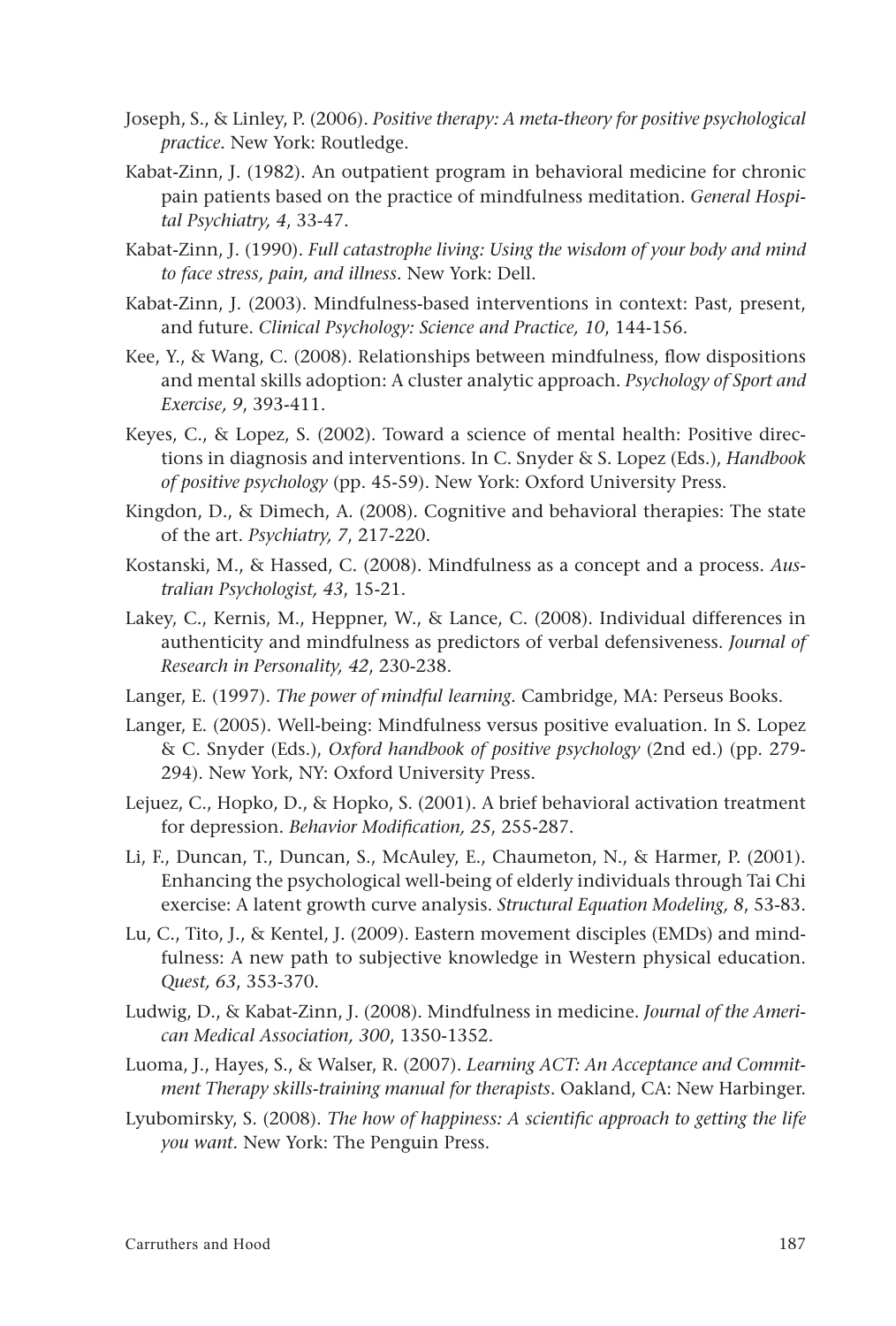Joseph, S., & Linley, P. (2006). *Positive therapy: A meta-theory for positive psychological practice*. New York: Routledge.

Kabat-Zinn, J. (1982). An outpatient program in behavioral medicine for chronic pain patients based on the practice of mindfulness meditation. *General Hospital Psychiatry, 4*, 33-47.

Kabat-Zinn, J. (1990). *Full catastrophe living: Using the wisdom of your body and mind to face stress, pain, and illness*. New York: Dell.

Kabat-Zinn, J. (2003). Mindfulness-based interventions in context: Past, present, and future. *Clinical Psychology: Science and Practice, 10*, 144-156.

Kee, Y., & Wang, C. (2008). Relationships between mindfulness, flow dispositions and mental skills adoption: A cluster analytic approach. *Psychology of Sport and Exercise, 9*, 393-411.

Keyes, C., & Lopez, S. (2002). Toward a science of mental health: Positive directions in diagnosis and interventions. In C. Snyder & S. Lopez (Eds.), *Handbook of positive psychology* (pp. 45-59). New York: Oxford University Press.

Kingdon, D., & Dimech, A. (2008). Cognitive and behavioral therapies: The state of the art. *Psychiatry, 7*, 217-220.

Kostanski, M., & Hassed, C. (2008). Mindfulness as a concept and a process. *Australian Psychologist, 43*, 15-21.

Lakey, C., Kernis, M., Heppner, W., & Lance, C. (2008). Individual differences in authenticity and mindfulness as predictors of verbal defensiveness. *Journal of Research in Personality, 42*, 230-238.

Langer, E. (1997). *The power of mindful learning*. Cambridge, MA: Perseus Books.

Langer, E. (2005). Well-being: Mindfulness versus positive evaluation. In S. Lopez & C. Snyder (Eds.), *Oxford handbook of positive psychology* (2nd ed.) (pp. 279-294). New York, NY: Oxford University Press.

Lejuez, C., Hopko, D., & Hopko, S. (2001). A brief behavioral activation treatment for depression. *Behavior Modification, 25*, 255-287.

Li, F., Duncan, T., Duncan, S., McAuley, E., Chaumeton, N., & Harmer, P. (2001). Enhancing the psychological well-being of elderly individuals through Tai Chi exercise: A latent growth curve analysis. *Structural Equation Modeling, 8*, 53-83.

Lu, C., Tito, J., & Kentel, J. (2009). Eastern movement disciples (EMDs) and mindfulness: A new path to subjective knowledge in Western physical education. *Quest, 63*, 353-370.

Ludwig, D., & Kabat-Zinn, J. (2008). Mindfulness in medicine. *Journal of the American Medical Association, 300*, 1350-1352.

Luoma, J., Hayes, S., & Walser, R. (2007). *Learning ACT: An Acceptance and Commitment Therapy skills-training manual for therapists*. Oakland, CA: New Harbinger.

Lyubomirsky, S. (2008). *The how of happiness: A scientific approach to getting the life you want*. New York: The Penguin Press.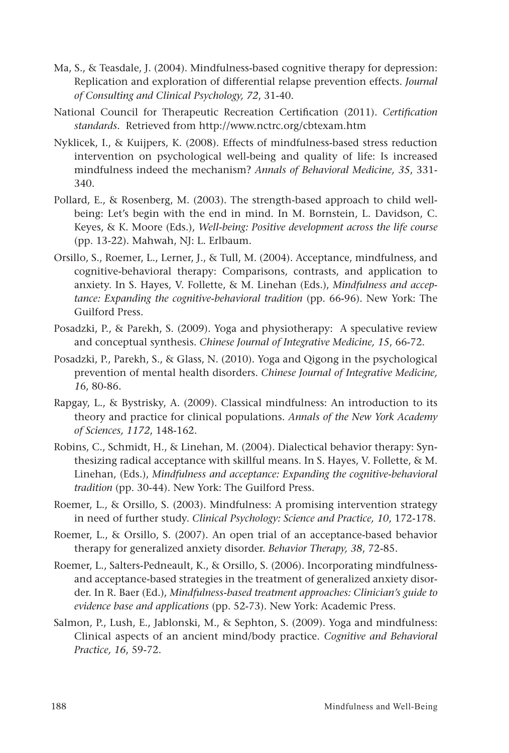Ma, S., & Teasdale, J. (2004). Mindfulness-based cognitive therapy for depression: Replication and exploration of differential relapse prevention effects. *Journal of Consulting and Clinical Psychology, 72*, 31-40.

National Council for Therapeutic Recreation Certification (2011). *Certification standards*. Retrieved from http://www.nctrc.org/cbtexam.htm

Nyklicek, I., & Kuijpers, K. (2008). Effects of mindfulness-based stress reduction intervention on psychological well-being and quality of life: Is increased mindfulness indeed the mechanism? *Annals of Behavioral Medicine, 35*, 331-340.

Pollard, E., & Rosenberg, M. (2003). The strength-based approach to child well-being: Let's begin with the end in mind. In M. Bornstein, L. Davidson, C. Keyes, & K. Moore (Eds.), *Well-being: Positive development across the life course* (pp. 13-22). Mahwah, NJ: L. Erlbaum.

Orsillo, S., Roemer, L., Lerner, J., & Tull, M. (2004). Acceptance, mindfulness, and cognitive-behavioral therapy: Comparisons, contrasts, and application to anxiety. In S. Hayes, V. Follette, & M. Linehan (Eds.), *Mindfulness and acceptance: Expanding the cognitive-behavioral tradition* (pp. 66-96). New York: The Guilford Press.

Posadzki, P., & Parekh, S. (2009). Yoga and physiotherapy: A speculative review and conceptual synthesis. *Chinese Journal of Integrative Medicine, 15*, 66-72.

Posadzki, P., Parekh, S., & Glass, N. (2010). Yoga and Qigong in the psychological prevention of mental health disorders. *Chinese Journal of Integrative Medicine, 16*, 80-86.

Rapgay, L., & Bystrisky, A. (2009). Classical mindfulness: An introduction to its theory and practice for clinical populations. *Annals of the New York Academy of Sciences, 1172*, 148-162.

Robins, C., Schmidt, H., & Linehan, M. (2004). Dialectical behavior therapy: Synthesizing radical acceptance with skillful means. In S. Hayes, V. Follette, & M. Linehan, (Eds.), *Mindfulness and acceptance: Expanding the cognitive-behavioral tradition* (pp. 30-44). New York: The Guilford Press.

Roemer, L., & Orsillo, S. (2003). Mindfulness: A promising intervention strategy in need of further study. *Clinical Psychology: Science and Practice, 10*, 172-178.

Roemer, L., & Orsillo, S. (2007). An open trial of an acceptance-based behavior therapy for generalized anxiety disorder. *Behavior Therapy, 38*, 72-85.

Roemer, L., Salters-Pedneault, K., & Orsillo, S. (2006). Incorporating mindfulness- and acceptance-based strategies in the treatment of generalized anxiety disorder. In R. Baer (Ed.), *Mindfulness-based treatment approaches: Clinician's guide to evidence base and applications* (pp. 52-73). New York: Academic Press.

Salmon, P., Lush, E., Jablonski, M., & Sephton, S. (2009). Yoga and mindfulness: Clinical aspects of an ancient mind/body practice. *Cognitive and Behavioral Practice, 16*, 59-72.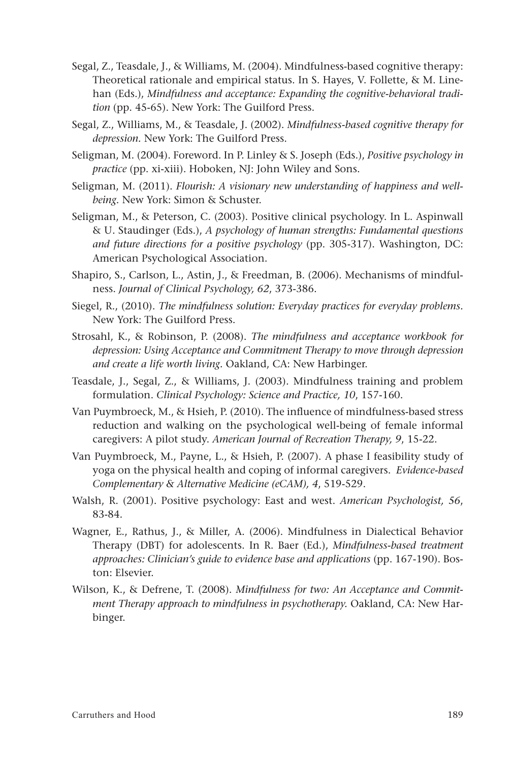Segal, Z., Teasdale, J., & Williams, M. (2004). Mindfulness-based cognitive therapy: Theoretical rationale and empirical status. In S. Hayes, V. Follette, & M. Linehan (Eds.), *Mindfulness and acceptance: Expanding the cognitive-behavioral tradition* (pp. 45-65). New York: The Guilford Press.

Segal, Z., Williams, M., & Teasdale, J. (2002). *Mindfulness-based cognitive therapy for depression.* New York: The Guilford Press.

Seligman, M. (2004). Foreword. In P. Linley & S. Joseph (Eds.), *Positive psychology in practice* (pp. xi-xiii). Hoboken, NJ: John Wiley and Sons.

Seligman, M. (2011). *Flourish: A visionary new understanding of happiness and well-being.* New York: Simon & Schuster.

Seligman, M., & Peterson, C. (2003). Positive clinical psychology. In L. Aspinwall & U. Staudinger (Eds.), *A psychology of human strengths: Fundamental questions and future directions for a positive psychology* (pp. 305-317). Washington, DC: American Psychological Association.

Shapiro, S., Carlson, L., Astin, J., & Freedman, B. (2006). Mechanisms of mindfulness. *Journal of Clinical Psychology, 62*, 373-386.

Siegel, R., (2010). *The mindfulness solution: Everyday practices for everyday problems.* New York: The Guilford Press.

Strosahl, K., & Robinson, P. (2008). *The mindfulness and acceptance workbook for depression: Using Acceptance and Commitment Therapy to move through depression and create a life worth living.* Oakland, CA: New Harbinger.

Teasdale, J., Segal, Z., & Williams, J. (2003). Mindfulness training and problem formulation. *Clinical Psychology: Science and Practice, 10*, 157-160.

Van Puymbroeck, M., & Hsieh, P. (2010). The influence of mindfulness-based stress reduction and walking on the psychological well-being of female informal caregivers: A pilot study. *American Journal of Recreation Therapy, 9*, 15-22.

Van Puymbroeck, M., Payne, L., & Hsieh, P. (2007). A phase I feasibility study of yoga on the physical health and coping of informal caregivers. *Evidence-based Complementary & Alternative Medicine (eCAM), 4*, 519-529.

Walsh, R. (2001). Positive psychology: East and west. *American Psychologist, 56*, 83-84.

Wagner, E., Rathus, J., & Miller, A. (2006). Mindfulness in Dialectical Behavior Therapy (DBT) for adolescents. In R. Baer (Ed.), *Mindfulness-based treatment approaches: Clinician's guide to evidence base and applications* (pp. 167-190). Boston: Elsevier.

Wilson, K., & Defrene, T. (2008). *Mindfulness for two: An Acceptance and Commitment Therapy approach to mindfulness in psychotherapy.* Oakland, CA: New Harbinger.